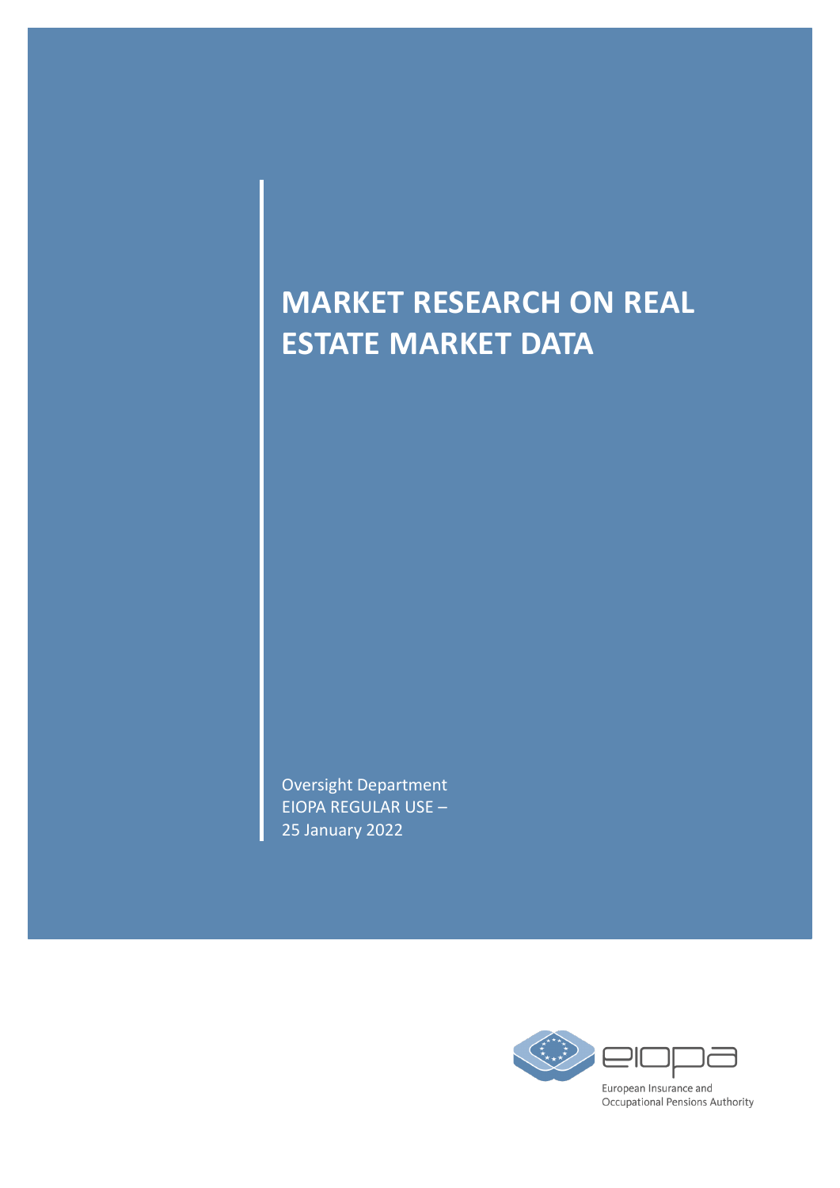# MARKET RESEARCH ON REAL ESTATE MARKET DATA

Oversight Department
EIOPA REGULAR USE –
25 January 2022

European Insurance and Occupational Pensions Authority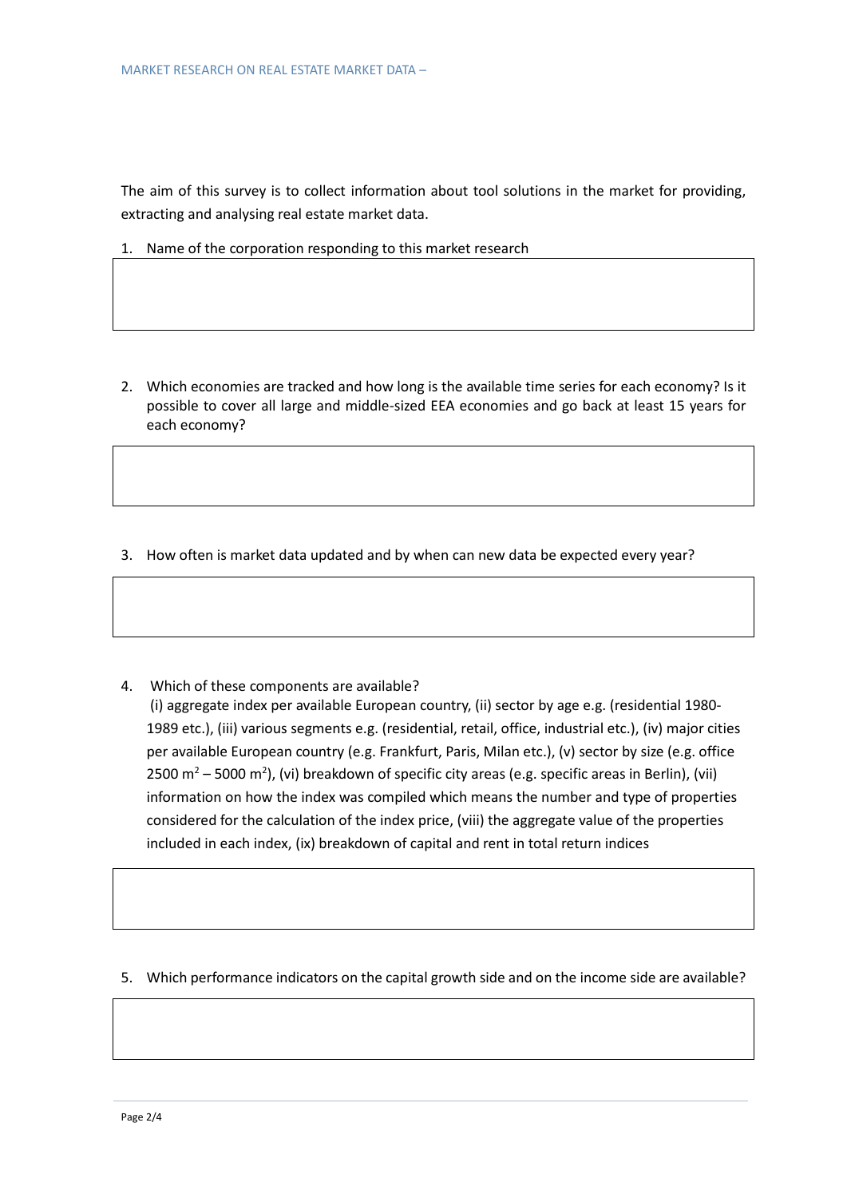The aim of this survey is to collect information about tool solutions in the market for providing, extracting and analysing real estate market data.

1. Name of the corporation responding to this market research

2. Which economies are tracked and how long is the available time series for each economy? Is it possible to cover all large and middle-sized EEA economies and go back at least 15 years for each economy?

3. How often is market data updated and by when can new data be expected every year?

4. Which of these components are available?
   (i) aggregate index per available European country, (ii) sector by age e.g. (residential 1980-1989 etc.), (iii) various segments e.g. (residential, retail, office, industrial etc.), (iv) major cities per available European country (e.g. Frankfurt, Paris, Milan etc.), (v) sector by size (e.g. office 2500 $m^2$ – 5000 $m^2$), (vi) breakdown of specific city areas (e.g. specific areas in Berlin), (vii) information on how the index was compiled which means the number and type of properties considered for the calculation of the index price, (viii) the aggregate value of the properties included in each index, (ix) breakdown of capital and rent in total return indices

5. Which performance indicators on the capital growth side and on the income side are available?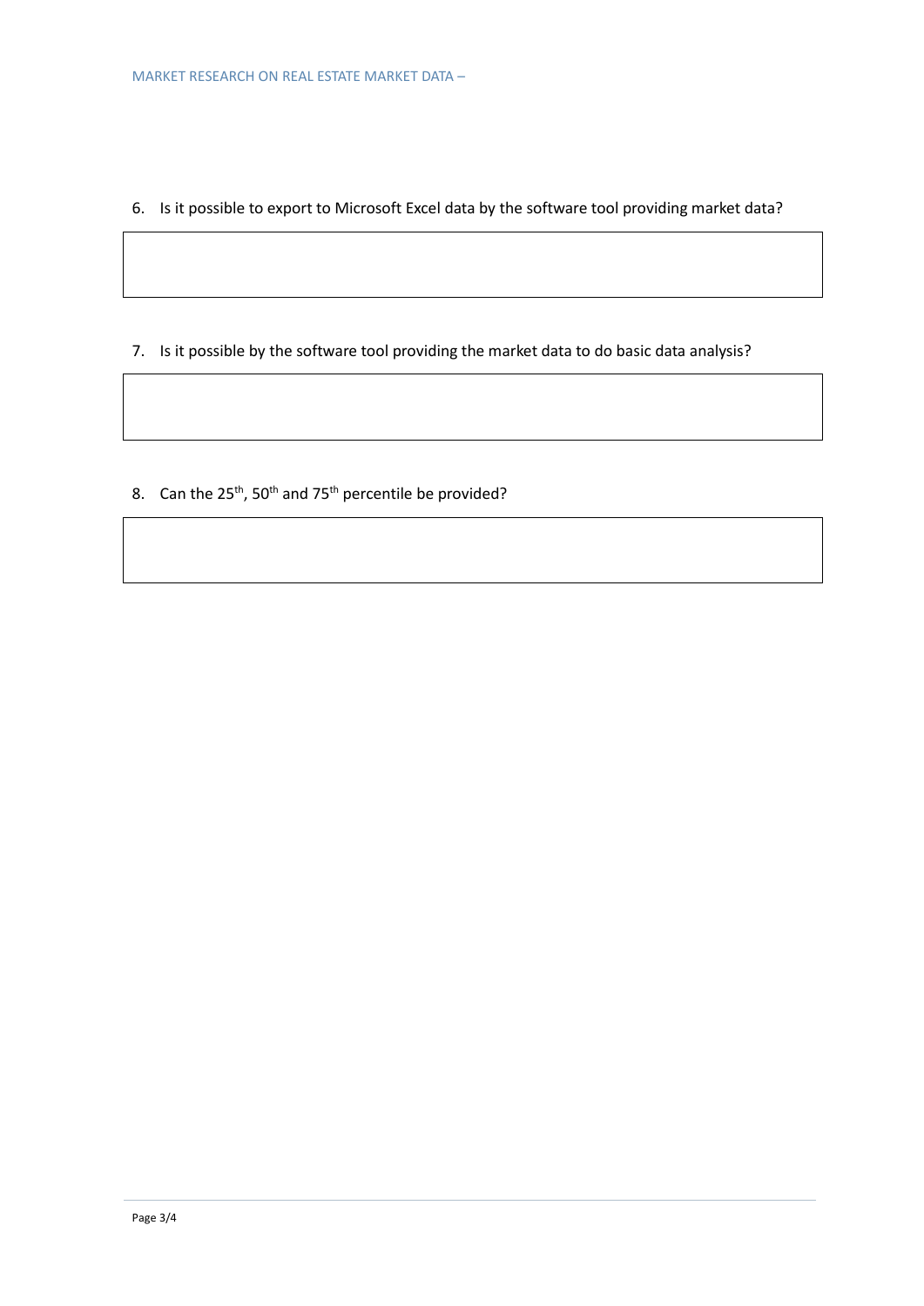6. Is it possible to export to Microsoft Excel data by the software tool providing market data?

7. Is it possible by the software tool providing the market data to do basic data analysis?

8. Can the $25^{th}$, $50^{th}$ and $75^{th}$ percentile be provided?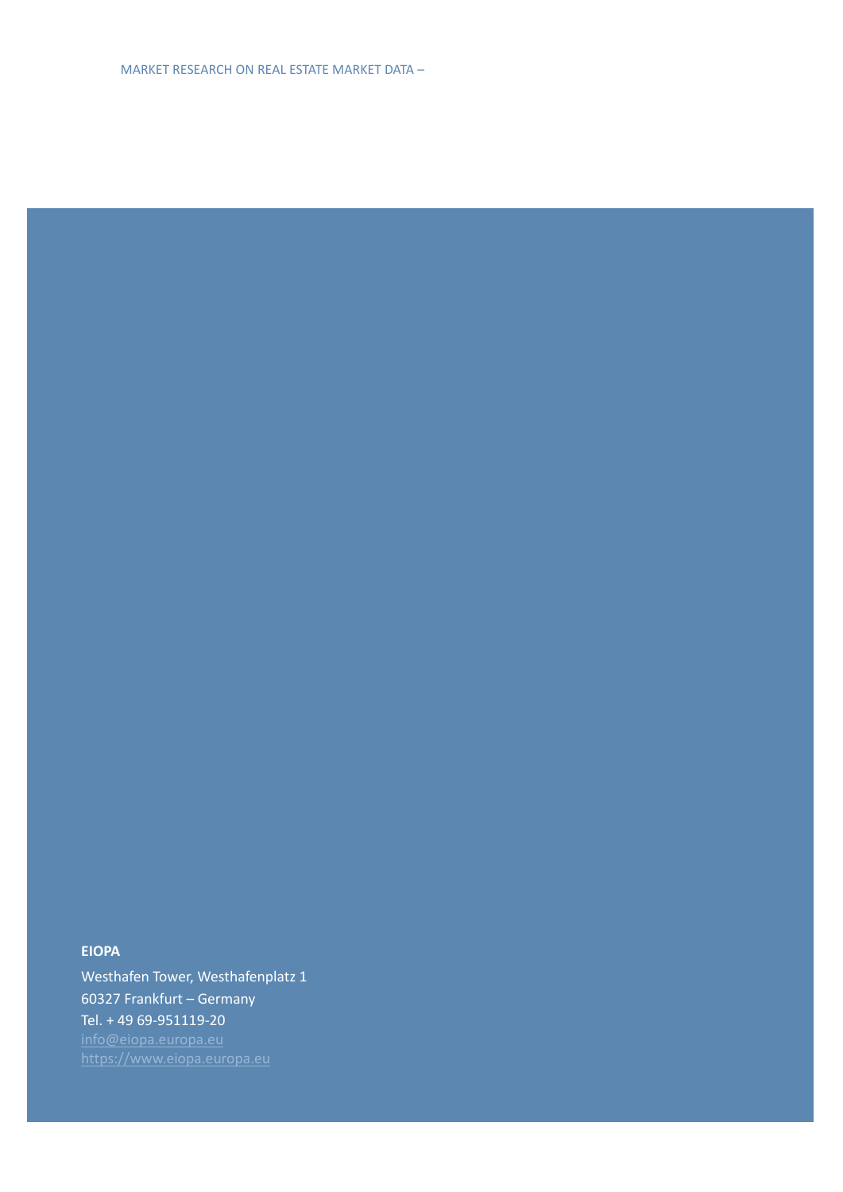**EIOPA**

Westhafen Tower, Westhafenplatz 1
60327 Frankfurt – Germany
Tel. + 49 69-951119-20
info@eiopa.europa.eu
https://www.eiopa.europa.eu